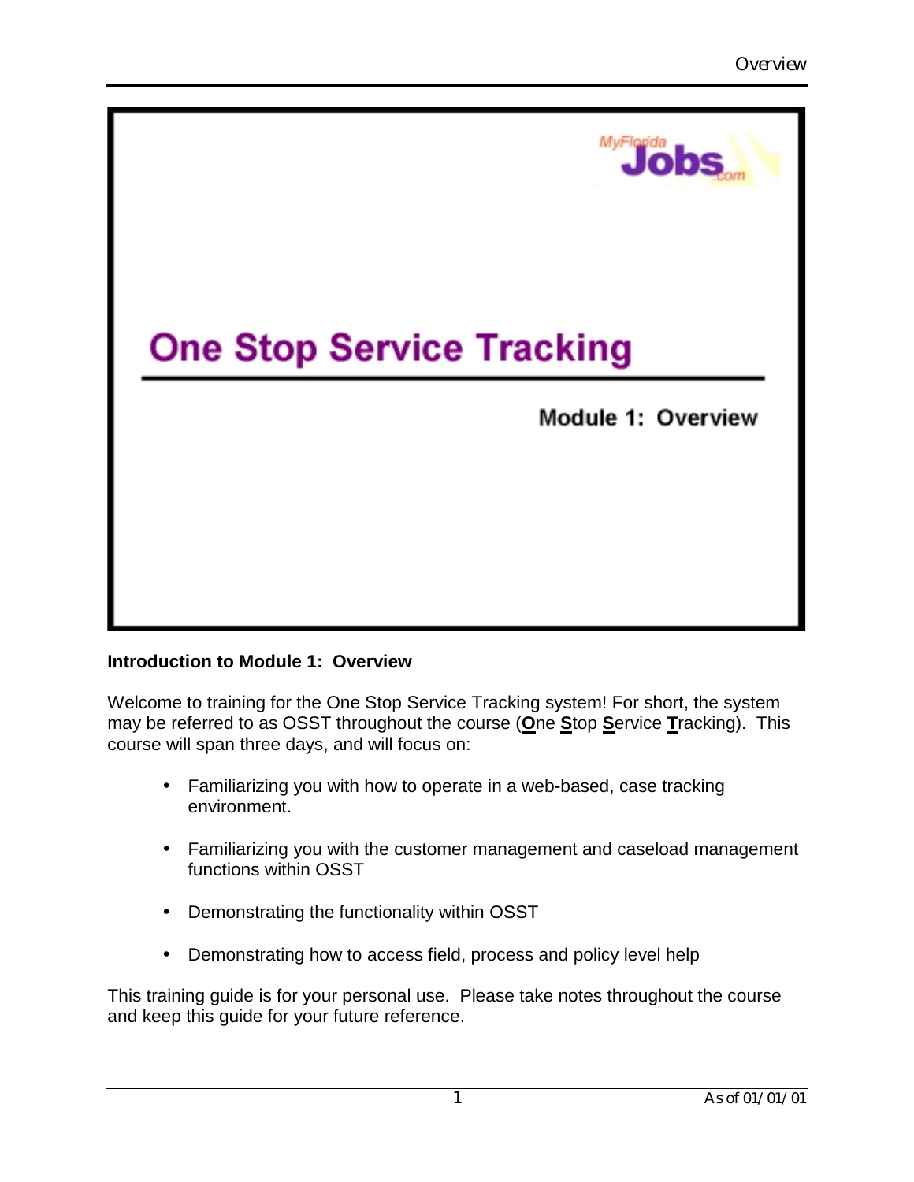# One Stop Service Tracking

## Module 1: Overview

**Introduction to Module 1: Overview**

Welcome to training for the One Stop Service Tracking system! For short, the system may be referred to as OSST throughout the course (**O**ne **S**top **S**ervice **T**racking). This course will span three days, and will focus on:

- Familiarizing you with how to operate in a web-based, case tracking environment.
- Familiarizing you with the customer management and caseload management functions within OSST
- Demonstrating the functionality within OSST
- Demonstrating how to access field, process and policy level help

This training guide is for your personal use. Please take notes throughout the course and keep this guide for your future reference.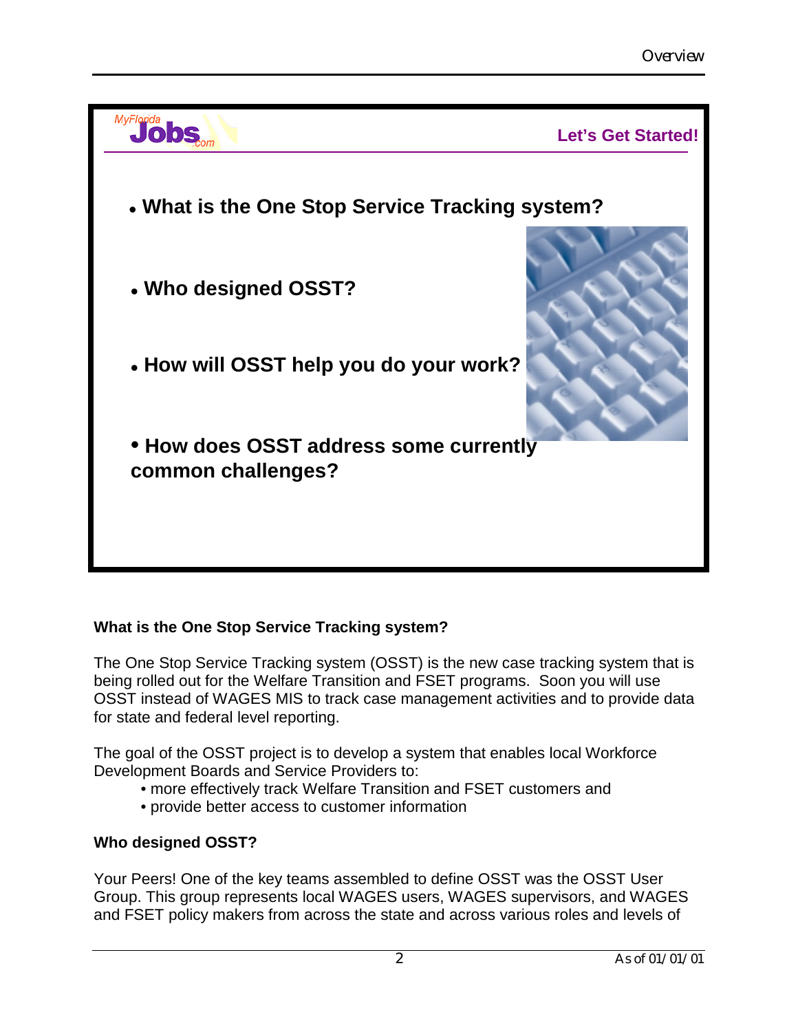MyFlorida Jobs.com

**Let's Get Started!**

- **What is the One Stop Service Tracking system?**
- **Who designed OSST?**
- **How will OSST help you do your work?**
- **How does OSST address some currently common challenges?**

### What is the One Stop Service Tracking system?

The One Stop Service Tracking system (OSST) is the new case tracking system that is being rolled out for the Welfare Transition and FSET programs. Soon you will use OSST instead of WAGES MIS to track case management activities and to provide data for state and federal level reporting.

The goal of the OSST project is to develop a system that enables local Workforce Development Boards and Service Providers to:

- more effectively track Welfare Transition and FSET customers and
- provide better access to customer information

### Who designed OSST?

Your Peers! One of the key teams assembled to define OSST was the OSST User Group. This group represents local WAGES users, WAGES supervisors, and WAGES and FSET policy makers from across the state and across various roles and levels of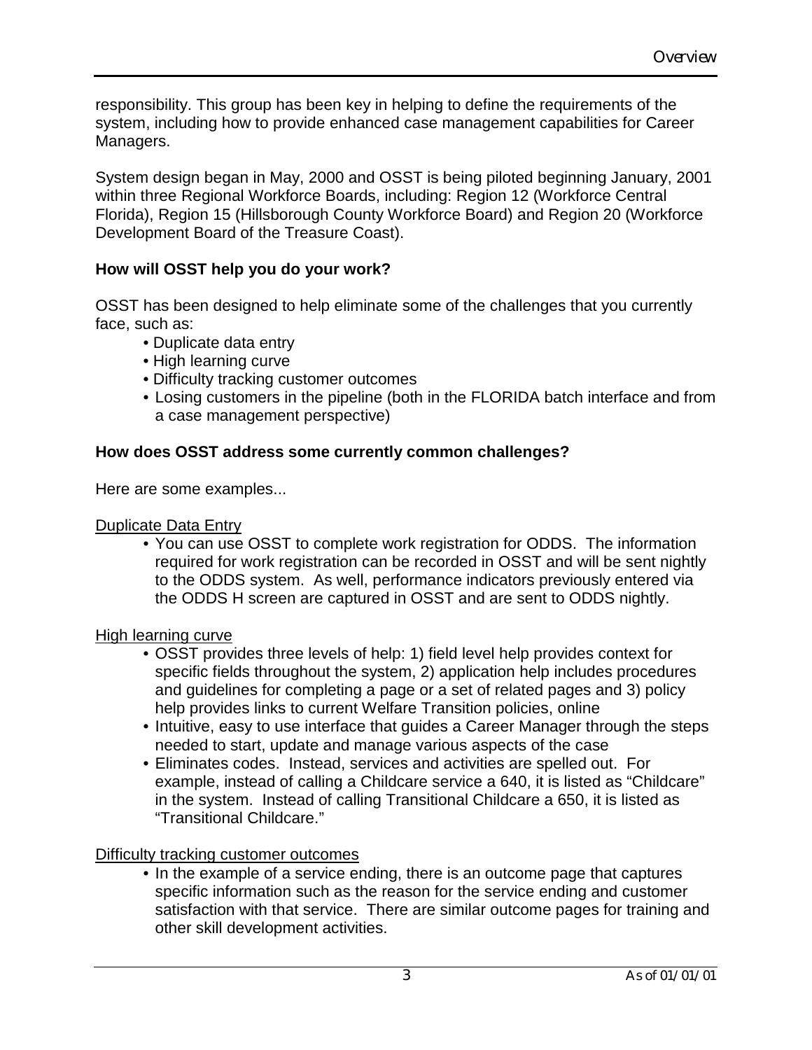responsibility. This group has been key in helping to define the requirements of the system, including how to provide enhanced case management capabilities for Career Managers.

System design began in May, 2000 and OSST is being piloted beginning January, 2001 within three Regional Workforce Boards, including: Region 12 (Workforce Central Florida), Region 15 (Hillsborough County Workforce Board) and Region 20 (Workforce Development Board of the Treasure Coast).

**How will OSST help you do your work?**

OSST has been designed to help eliminate some of the challenges that you currently face, such as:

- Duplicate data entry
- High learning curve
- Difficulty tracking customer outcomes
- Losing customers in the pipeline (both in the FLORIDA batch interface and from a case management perspective)

**How does OSST address some currently common challenges?**

Here are some examples...

<u>Duplicate Data Entry</u>

- You can use OSST to complete work registration for ODDS. The information required for work registration can be recorded in OSST and will be sent nightly to the ODDS system. As well, performance indicators previously entered via the ODDS H screen are captured in OSST and are sent to ODDS nightly.

<u>High learning curve</u>

- OSST provides three levels of help: 1) field level help provides context for specific fields throughout the system, 2) application help includes procedures and guidelines for completing a page or a set of related pages and 3) policy help provides links to current Welfare Transition policies, online
- Intuitive, easy to use interface that guides a Career Manager through the steps needed to start, update and manage various aspects of the case
- Eliminates codes. Instead, services and activities are spelled out. For example, instead of calling a Childcare service a 640, it is listed as "Childcare" in the system. Instead of calling Transitional Childcare a 650, it is listed as "Transitional Childcare."

<u>Difficulty tracking customer outcomes</u>

- In the example of a service ending, there is an outcome page that captures specific information such as the reason for the service ending and customer satisfaction with that service. There are similar outcome pages for training and other skill development activities.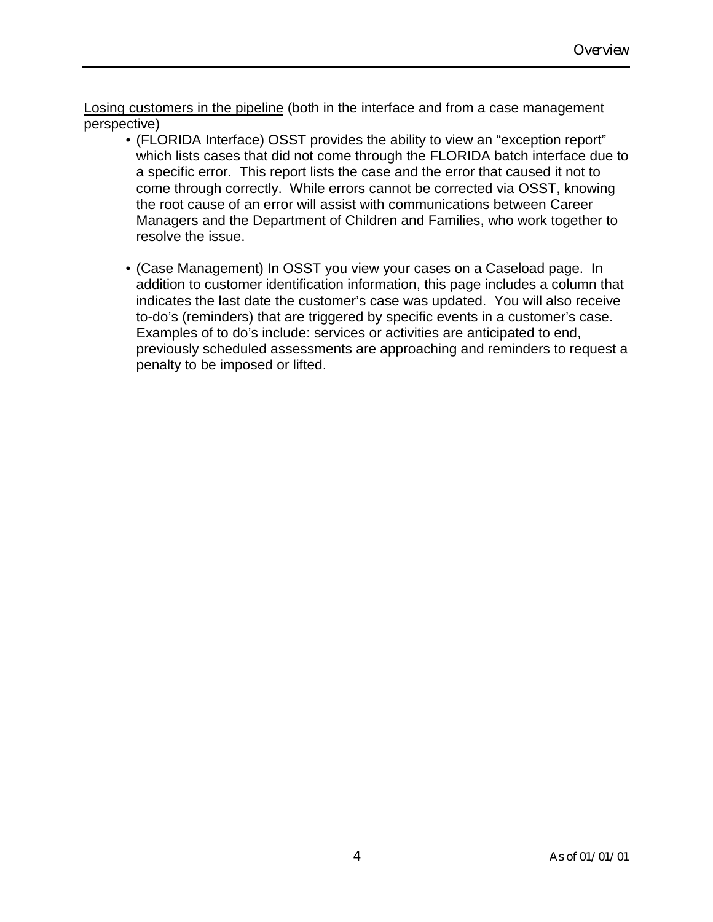<u>Losing customers in the pipeline</u> (both in the interface and from a case management perspective)

- (FLORIDA Interface) OSST provides the ability to view an "exception report" which lists cases that did not come through the FLORIDA batch interface due to a specific error. This report lists the case and the error that caused it not to come through correctly. While errors cannot be corrected via OSST, knowing the root cause of an error will assist with communications between Career Managers and the Department of Children and Families, who work together to resolve the issue.

- (Case Management) In OSST you view your cases on a Caseload page. In addition to customer identification information, this page includes a column that indicates the last date the customer's case was updated. You will also receive to-do's (reminders) that are triggered by specific events in a customer's case. Examples of to do's include: services or activities are anticipated to end, previously scheduled assessments are approaching and reminders to request a penalty to be imposed or lifted.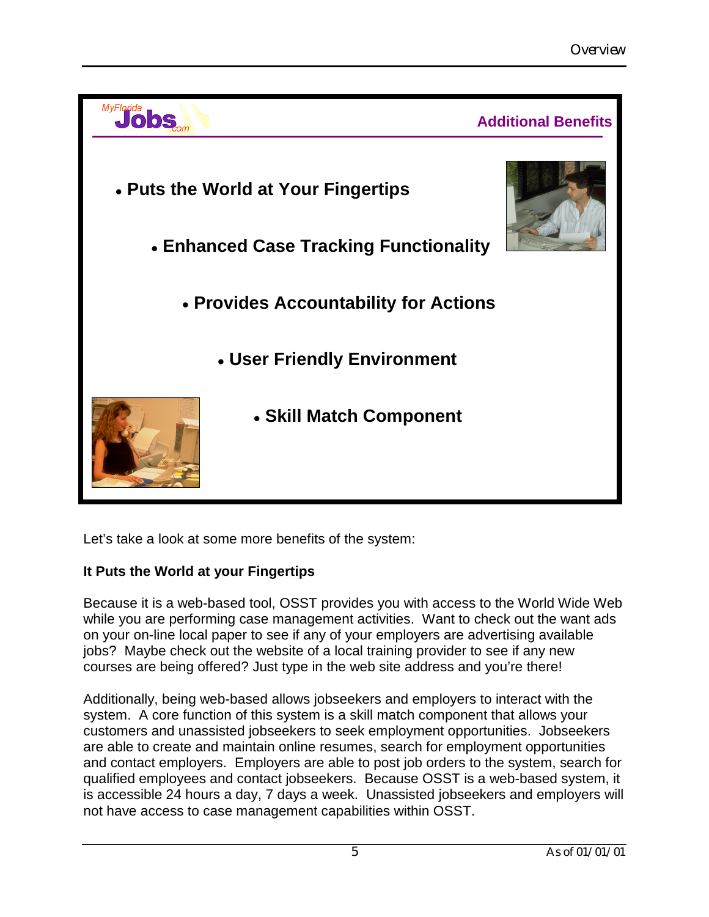**Additional Benefits**

- Puts the World at Your Fingertips
- Enhanced Case Tracking Functionality
- Provides Accountability for Actions
- User Friendly Environment
- Skill Match Component

Let's take a look at some more benefits of the system:

**It Puts the World at your Fingertips**

Because it is a web-based tool, OSST provides you with access to the World Wide Web while you are performing case management activities. Want to check out the want ads on your on-line local paper to see if any of your employers are advertising available jobs? Maybe check out the website of a local training provider to see if any new courses are being offered? Just type in the web site address and you're there!

Additionally, being web-based allows jobseekers and employers to interact with the system. A core function of this system is a skill match component that allows your customers and unassisted jobseekers to seek employment opportunities. Jobseekers are able to create and maintain online resumes, search for employment opportunities and contact employers. Employers are able to post job orders to the system, search for qualified employees and contact jobseekers. Because OSST is a web-based system, it is accessible 24 hours a day, 7 days a week. Unassisted jobseekers and employers will not have access to case management capabilities within OSST.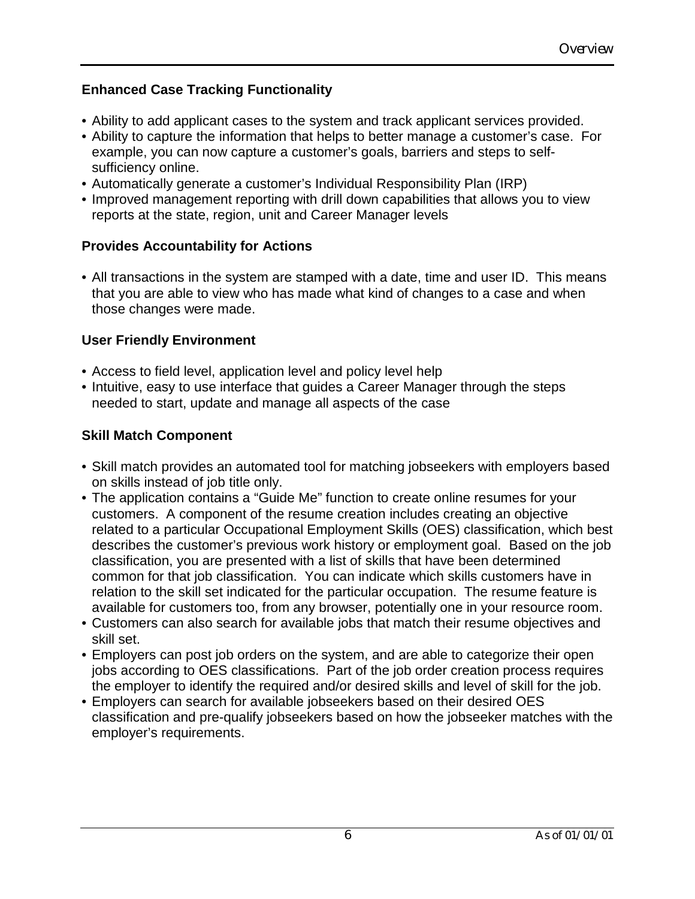### Enhanced Case Tracking Functionality

- Ability to add applicant cases to the system and track applicant services provided.
- Ability to capture the information that helps to better manage a customer's case. For example, you can now capture a customer's goals, barriers and steps to self-sufficiency online.
- Automatically generate a customer's Individual Responsibility Plan (IRP)
- Improved management reporting with drill down capabilities that allows you to view reports at the state, region, unit and Career Manager levels

### Provides Accountability for Actions

- All transactions in the system are stamped with a date, time and user ID. This means that you are able to view who has made what kind of changes to a case and when those changes were made.

### User Friendly Environment

- Access to field level, application level and policy level help
- Intuitive, easy to use interface that guides a Career Manager through the steps needed to start, update and manage all aspects of the case

### Skill Match Component

- Skill match provides an automated tool for matching jobseekers with employers based on skills instead of job title only.
- The application contains a "Guide Me" function to create online resumes for your customers. A component of the resume creation includes creating an objective related to a particular Occupational Employment Skills (OES) classification, which best describes the customer's previous work history or employment goal. Based on the job classification, you are presented with a list of skills that have been determined common for that job classification. You can indicate which skills customers have in relation to the skill set indicated for the particular occupation. The resume feature is available for customers too, from any browser, potentially one in your resource room.
- Customers can also search for available jobs that match their resume objectives and skill set.
- Employers can post job orders on the system, and are able to categorize their open jobs according to OES classifications. Part of the job order creation process requires the employer to identify the required and/or desired skills and level of skill for the job.
- Employers can search for available jobseekers based on their desired OES classification and pre-qualify jobseekers based on how the jobseeker matches with the employer's requirements.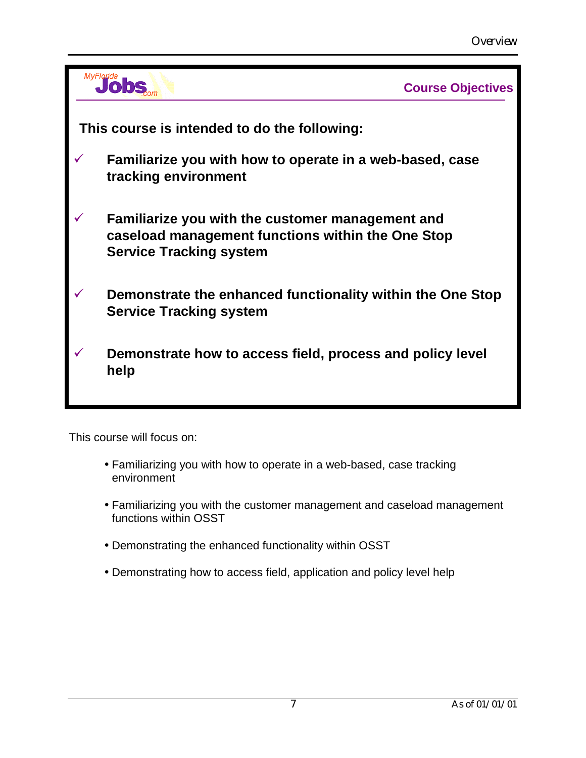## Course Objectives

**This course is intended to do the following:**

- ✓ **Familiarize you with how to operate in a web-based, case tracking environment**
- ✓ **Familiarize you with the customer management and caseload management functions within the One Stop Service Tracking system**
- ✓ **Demonstrate the enhanced functionality within the One Stop Service Tracking system**
- ✓ **Demonstrate how to access field, process and policy level help**

This course will focus on:

- Familiarizing you with how to operate in a web-based, case tracking environment
- Familiarizing you with the customer management and caseload management functions within OSST
- Demonstrating the enhanced functionality within OSST
- Demonstrating how to access field, application and policy level help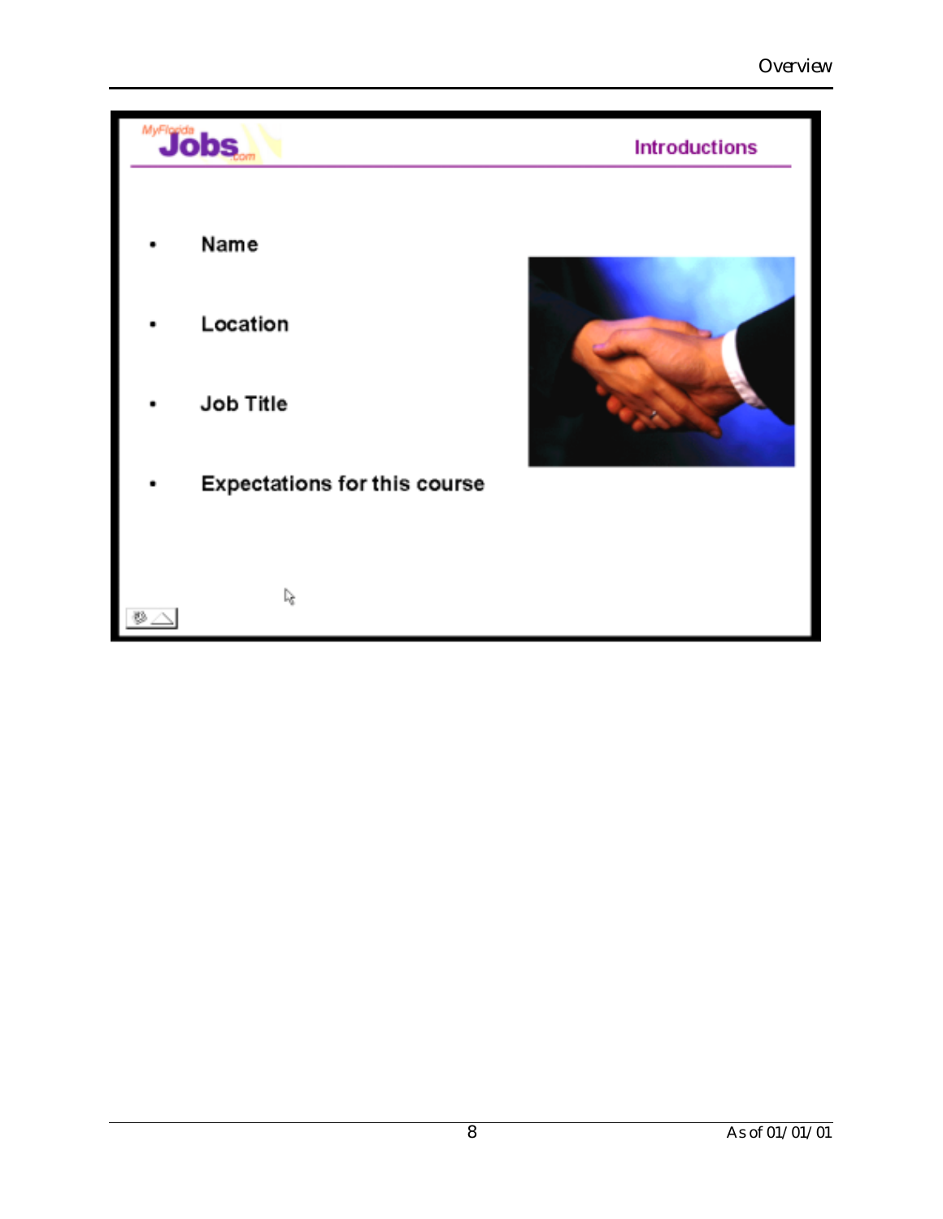## Introductions

- Name
- Location
- Job Title
- Expectations for this course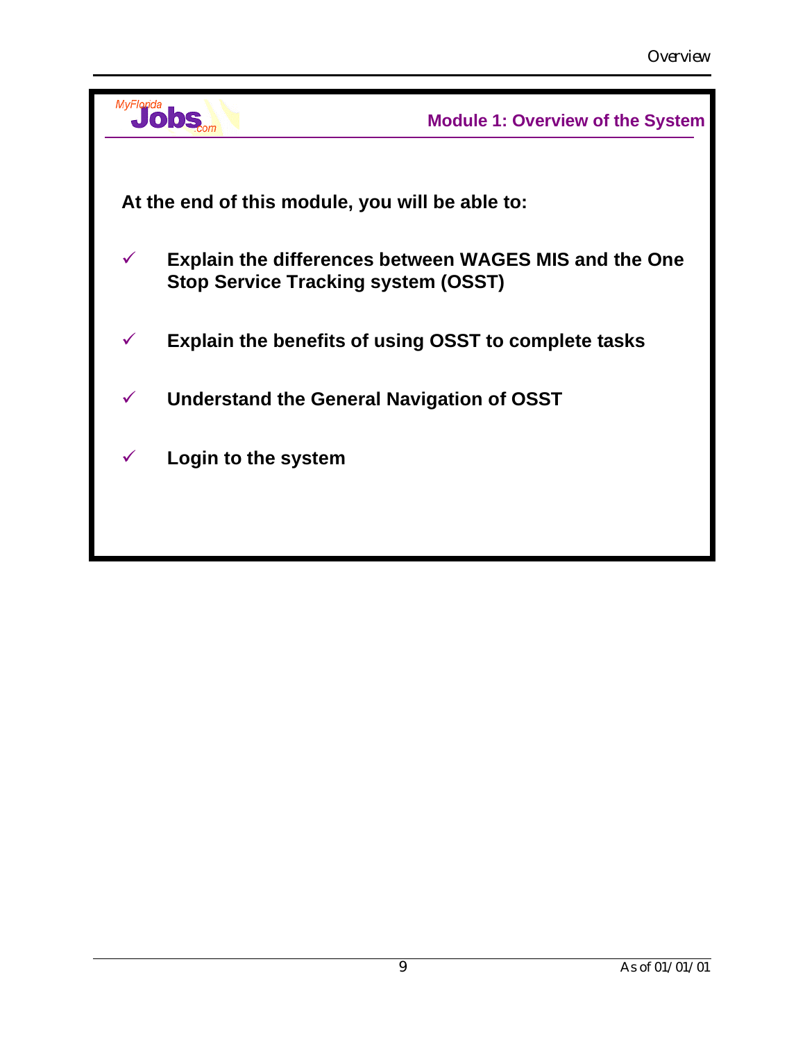## Module 1: Overview of the System

**At the end of this module, you will be able to:**

- ✓ **Explain the differences between WAGES MIS and the One Stop Service Tracking system (OSST)**
- ✓ **Explain the benefits of using OSST to complete tasks**
- ✓ **Understand the General Navigation of OSST**
- ✓ **Login to the system**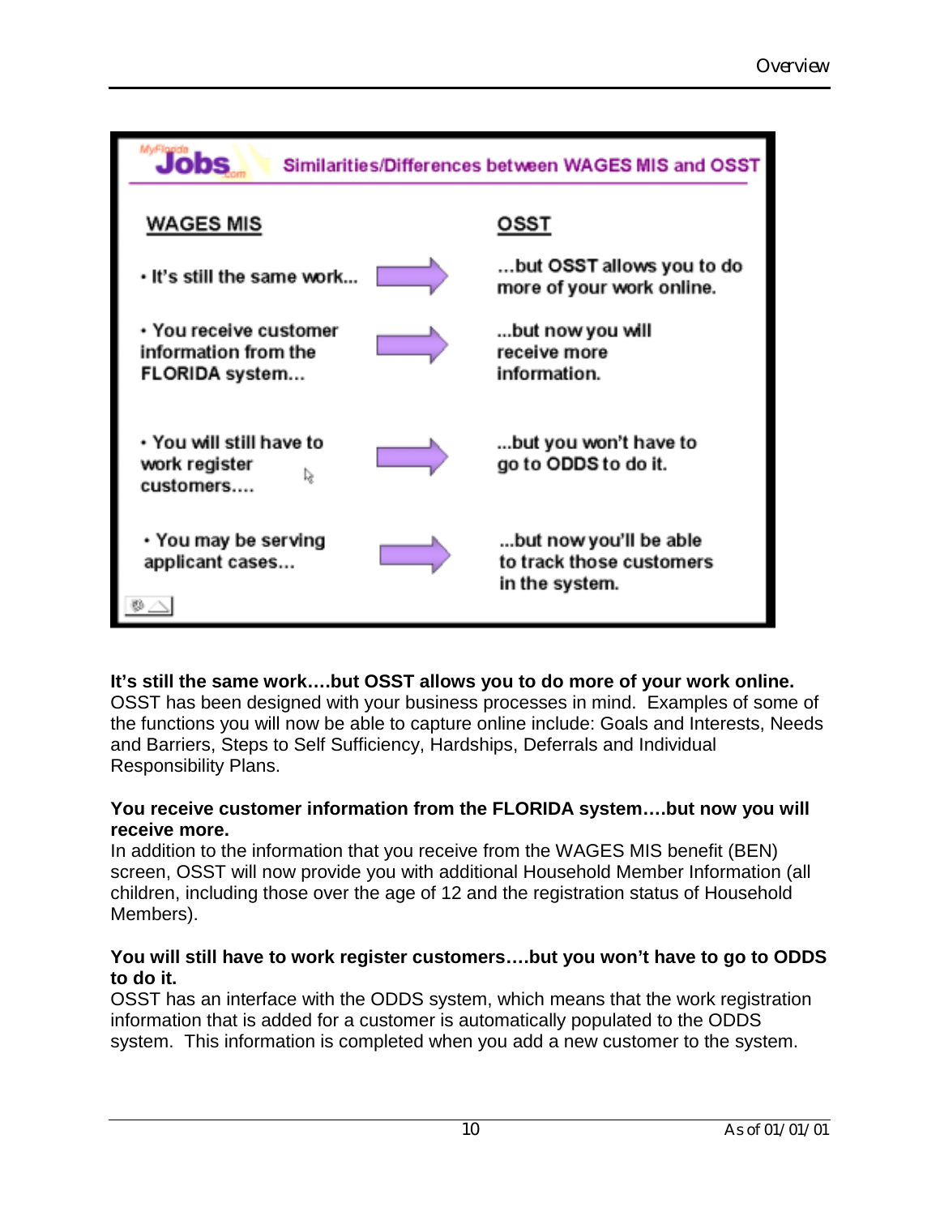**Similarities/Differences between WAGES MIS and OSST**

| WAGES MIS | OSST |
| --- | --- |
| • It's still the same work... | ...but OSST allows you to do more of your work online. |
| • You receive customer information from the FLORIDA system... | ...but now you will receive more information. |
| • You will still have to work register customers.... | ...but you won't have to go to ODDS to do it. |
| • You may be serving applicant cases... | ...but now you'll be able to track those customers in the system. |

**It's still the same work….but OSST allows you to do more of your work online.**
OSST has been designed with your business processes in mind. Examples of some of the functions you will now be able to capture online include: Goals and Interests, Needs and Barriers, Steps to Self Sufficiency, Hardships, Deferrals and Individual Responsibility Plans.

**You receive customer information from the FLORIDA system….but now you will receive more.**
In addition to the information that you receive from the WAGES MIS benefit (BEN) screen, OSST will now provide you with additional Household Member Information (all children, including those over the age of 12 and the registration status of Household Members).

**You will still have to work register customers….but you won't have to go to ODDS to do it.**
OSST has an interface with the ODDS system, which means that the work registration information that is added for a customer is automatically populated to the ODDS system. This information is completed when you add a new customer to the system.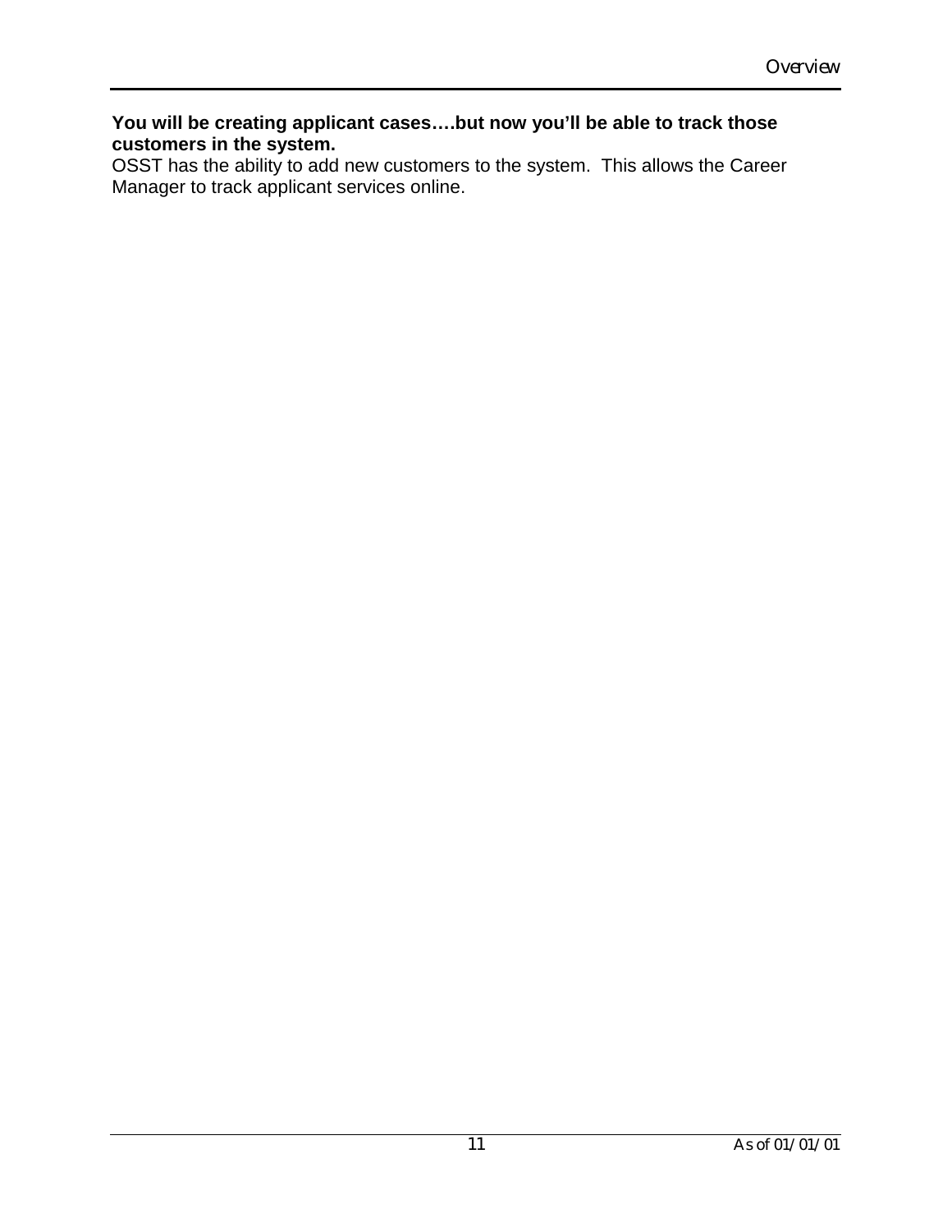**You will be creating applicant cases….but now you'll be able to track those customers in the system.**

OSST has the ability to add new customers to the system. This allows the Career Manager to track applicant services online.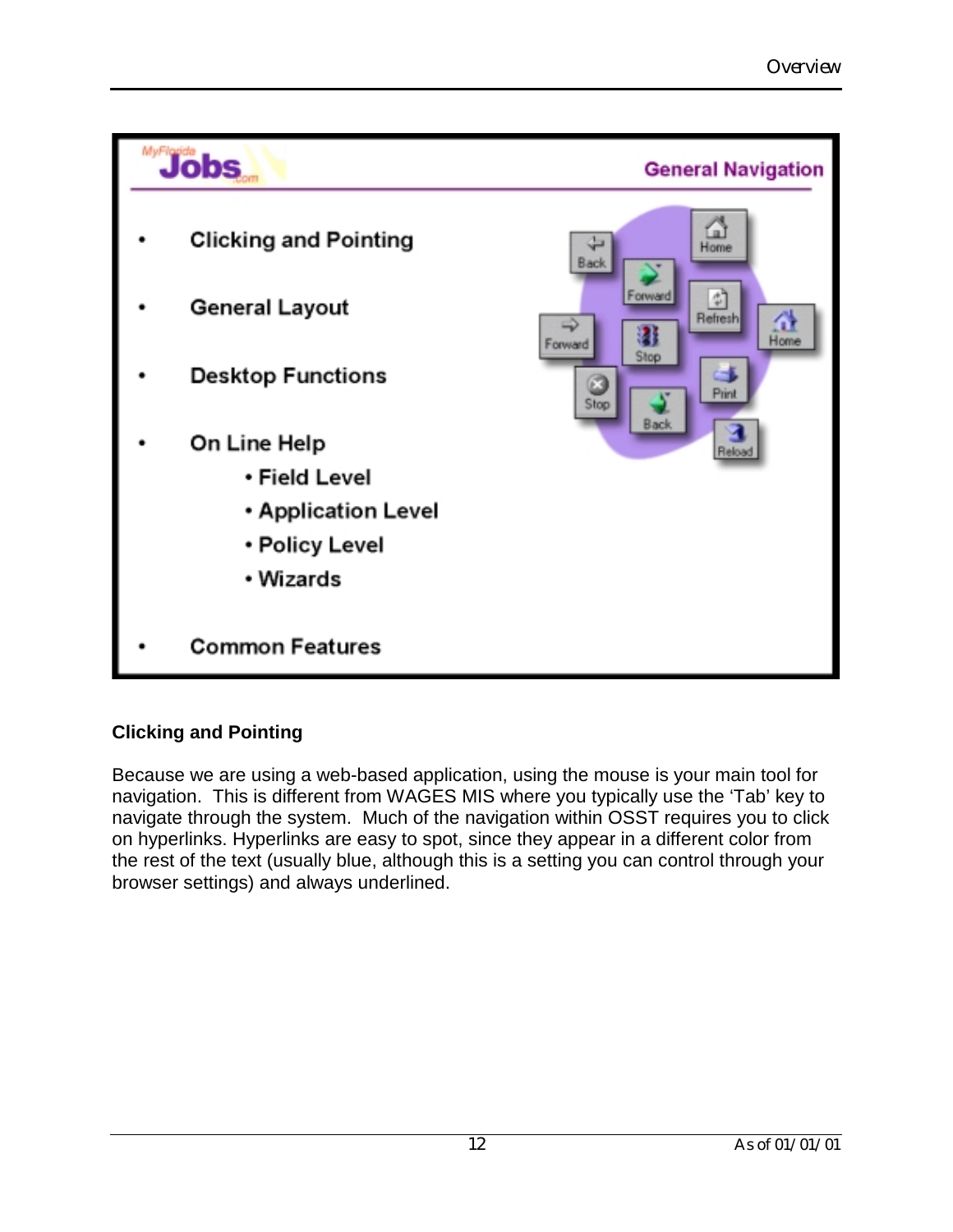**MyFlorida Jobs.com** — **General Navigation**

- Clicking and Pointing
- General Layout
- Desktop Functions
- On Line Help
  - Field Level
  - Application Level
  - Policy Level
  - Wizards
- Common Features

### Clicking and Pointing

Because we are using a web-based application, using the mouse is your main tool for navigation. This is different from WAGES MIS where you typically use the 'Tab' key to navigate through the system. Much of the navigation within OSST requires you to click on hyperlinks. Hyperlinks are easy to spot, since they appear in a different color from the rest of the text (usually blue, although this is a setting you can control through your browser settings) and always underlined.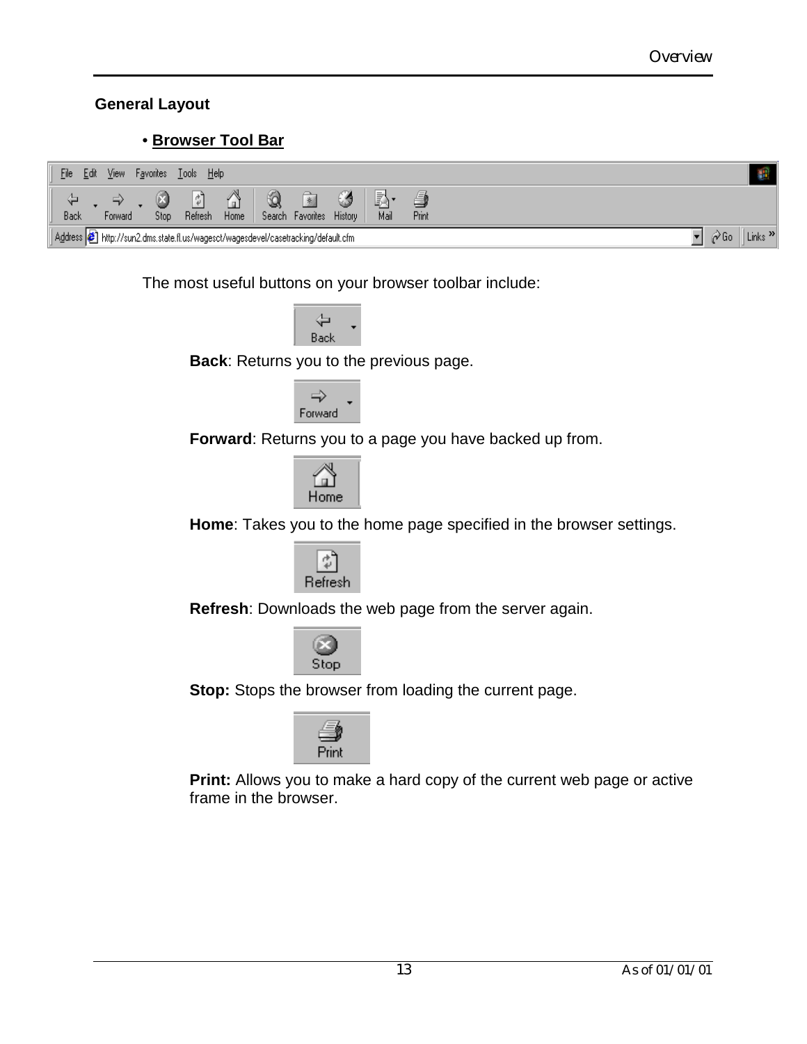## General Layout

- **Browser Tool Bar**

The most useful buttons on your browser toolbar include:

**Back**: Returns you to the previous page.

**Forward**: Returns you to a page you have backed up from.

**Home**: Takes you to the home page specified in the browser settings.

**Refresh**: Downloads the web page from the server again.

**Stop:** Stops the browser from loading the current page.

**Print:** Allows you to make a hard copy of the current web page or active frame in the browser.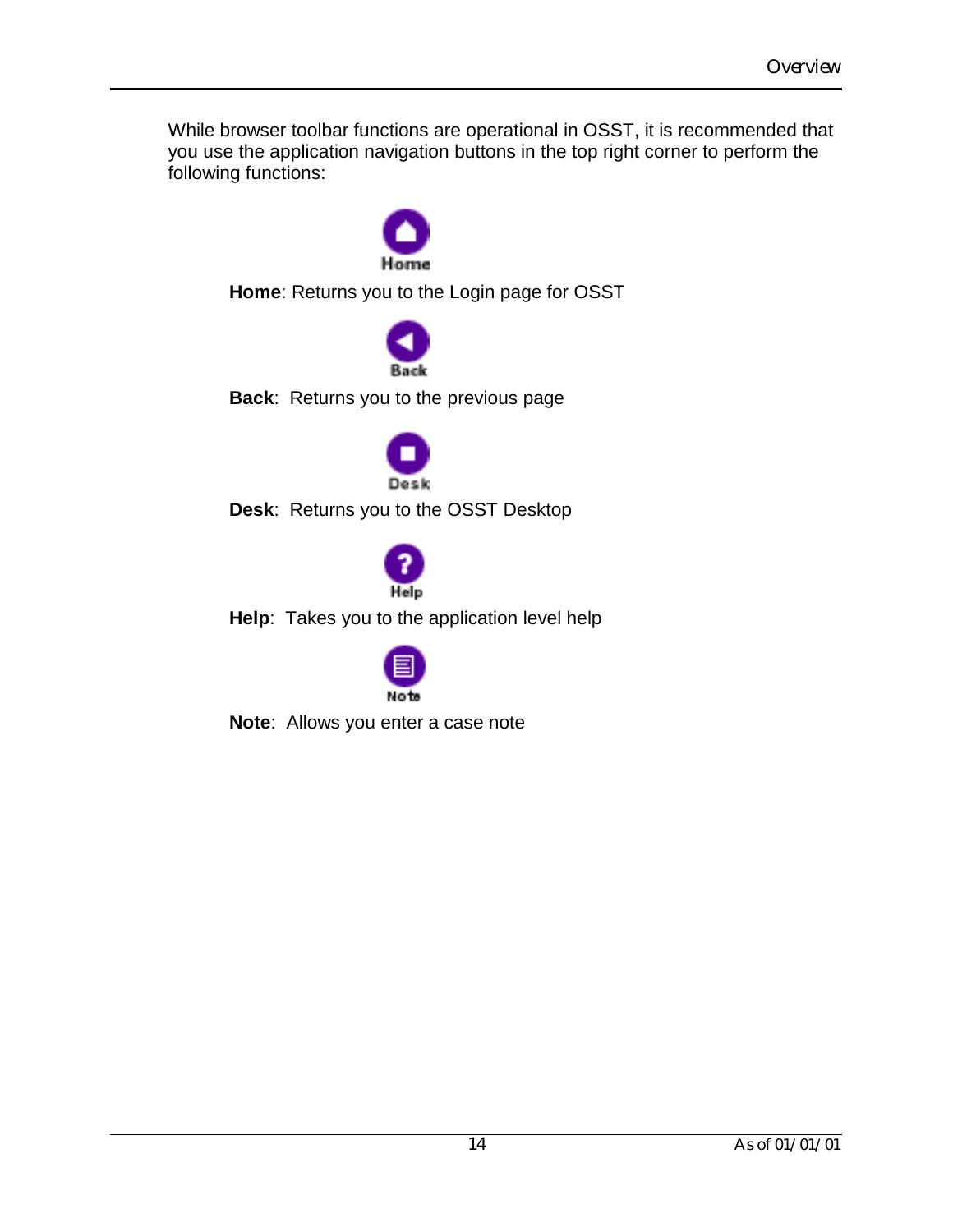While browser toolbar functions are operational in OSST, it is recommended that you use the application navigation buttons in the top right corner to perform the following functions:

Home

**Home**: Returns you to the Login page for OSST

Back

**Back**: Returns you to the previous page

Desk

**Desk**: Returns you to the OSST Desktop

Help

**Help**: Takes you to the application level help

Note

**Note**: Allows you enter a case note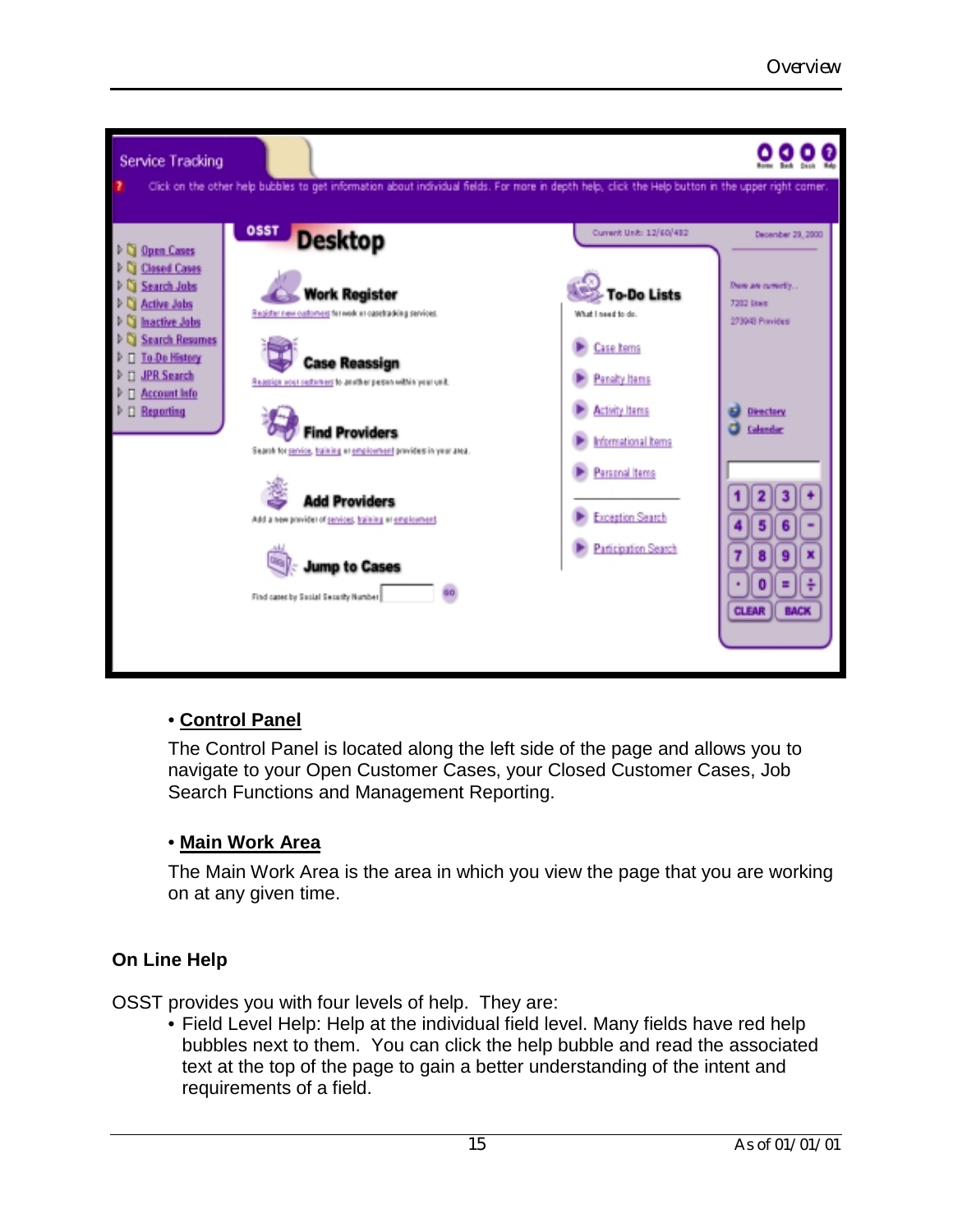- **Control Panel**

  The Control Panel is located along the left side of the page and allows you to navigate to your Open Customer Cases, your Closed Customer Cases, Job Search Functions and Management Reporting.

- **Main Work Area**

  The Main Work Area is the area in which you view the page that you are working on at any given time.

**On Line Help**

OSST provides you with four levels of help. They are:

- Field Level Help: Help at the individual field level. Many fields have red help bubbles next to them. You can click the help bubble and read the associated text at the top of the page to gain a better understanding of the intent and requirements of a field.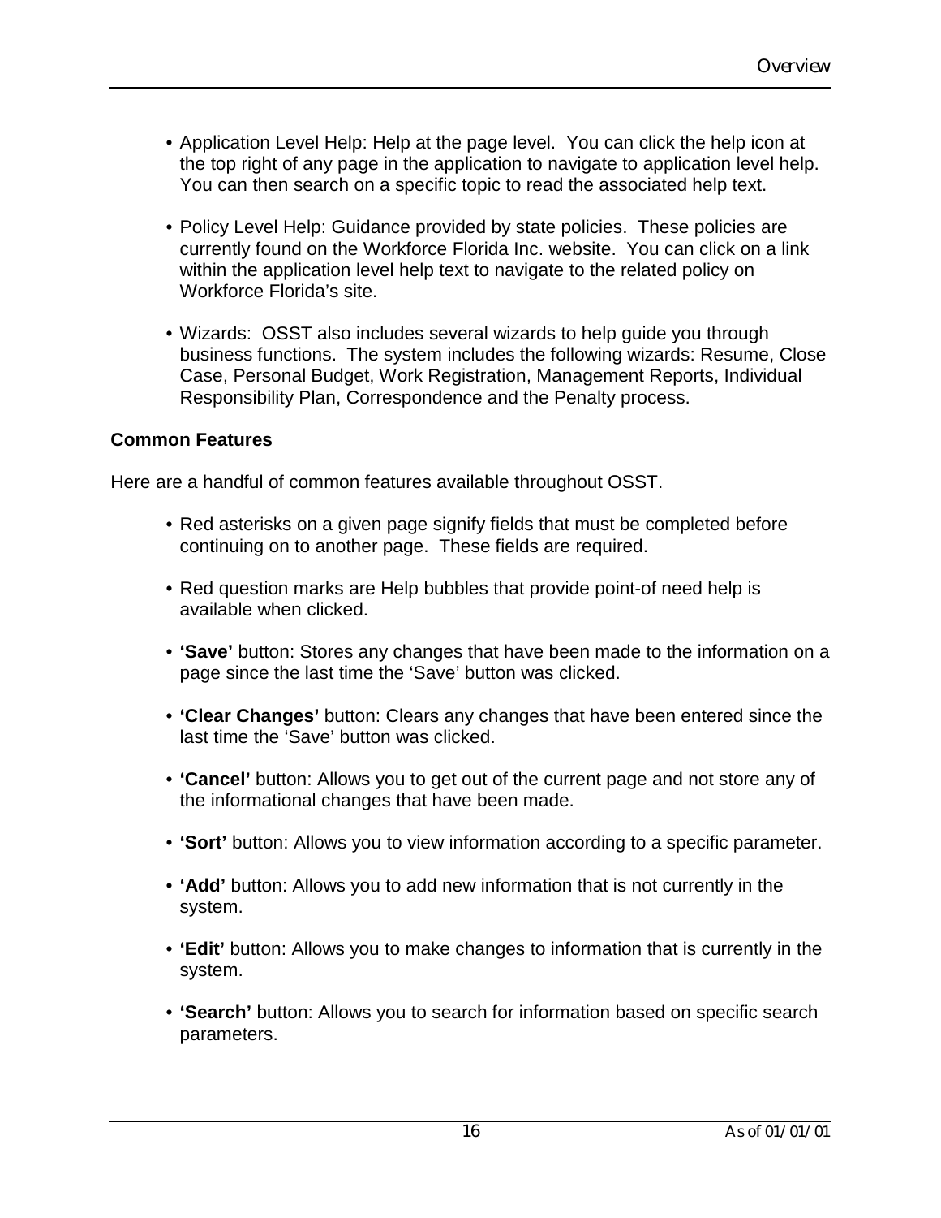- Application Level Help: Help at the page level. You can click the help icon at the top right of any page in the application to navigate to application level help. You can then search on a specific topic to read the associated help text.

- Policy Level Help: Guidance provided by state policies. These policies are currently found on the Workforce Florida Inc. website. You can click on a link within the application level help text to navigate to the related policy on Workforce Florida's site.

- Wizards: OSST also includes several wizards to help guide you through business functions. The system includes the following wizards: Resume, Close Case, Personal Budget, Work Registration, Management Reports, Individual Responsibility Plan, Correspondence and the Penalty process.

**Common Features**

Here are a handful of common features available throughout OSST.

- Red asterisks on a given page signify fields that must be completed before continuing on to another page. These fields are required.

- Red question marks are Help bubbles that provide point-of need help is available when clicked.

- **'Save'** button: Stores any changes that have been made to the information on a page since the last time the 'Save' button was clicked.

- **'Clear Changes'** button: Clears any changes that have been entered since the last time the 'Save' button was clicked.

- **'Cancel'** button: Allows you to get out of the current page and not store any of the informational changes that have been made.

- **'Sort'** button: Allows you to view information according to a specific parameter.

- **'Add'** button: Allows you to add new information that is not currently in the system.

- **'Edit'** button: Allows you to make changes to information that is currently in the system.

- **'Search'** button: Allows you to search for information based on specific search parameters.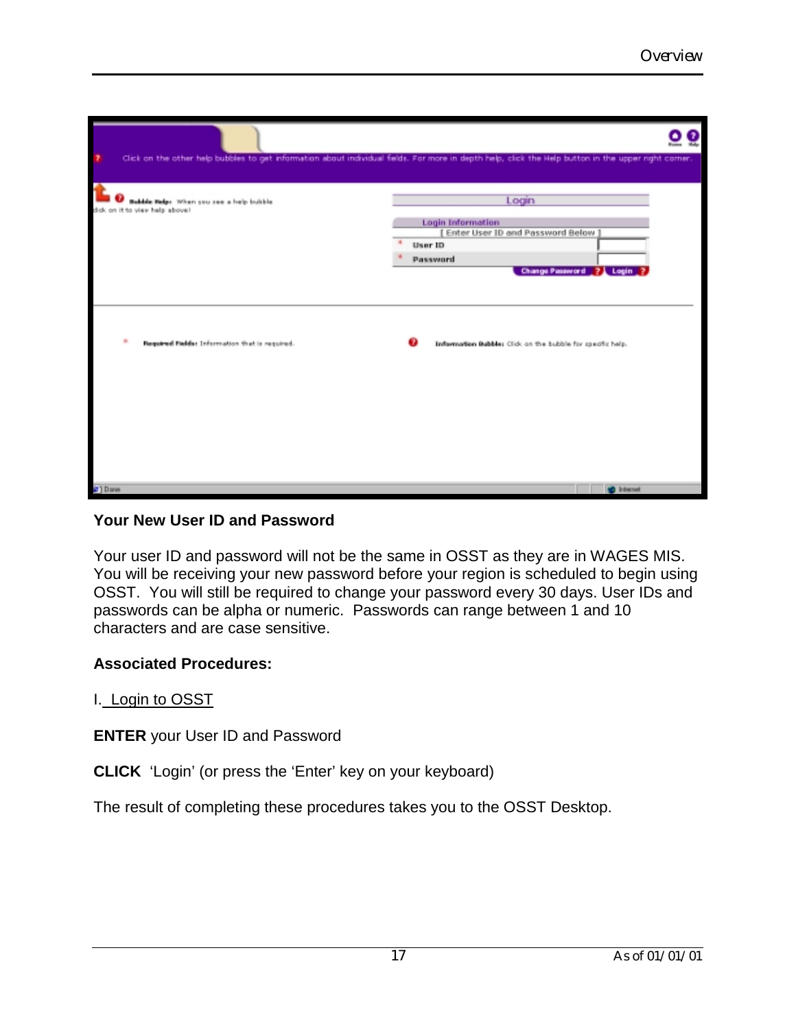## Your New User ID and Password

Your user ID and password will not be the same in OSST as they are in WAGES MIS. You will be receiving your new password before your region is scheduled to begin using OSST. You will still be required to change your password every 30 days. User IDs and passwords can be alpha or numeric. Passwords can range between 1 and 10 characters and are case sensitive.

## Associated Procedures:

I. Login to OSST

**ENTER** your User ID and Password

**CLICK** ‘Login’ (or press the ‘Enter’ key on your keyboard)

The result of completing these procedures takes you to the OSST Desktop.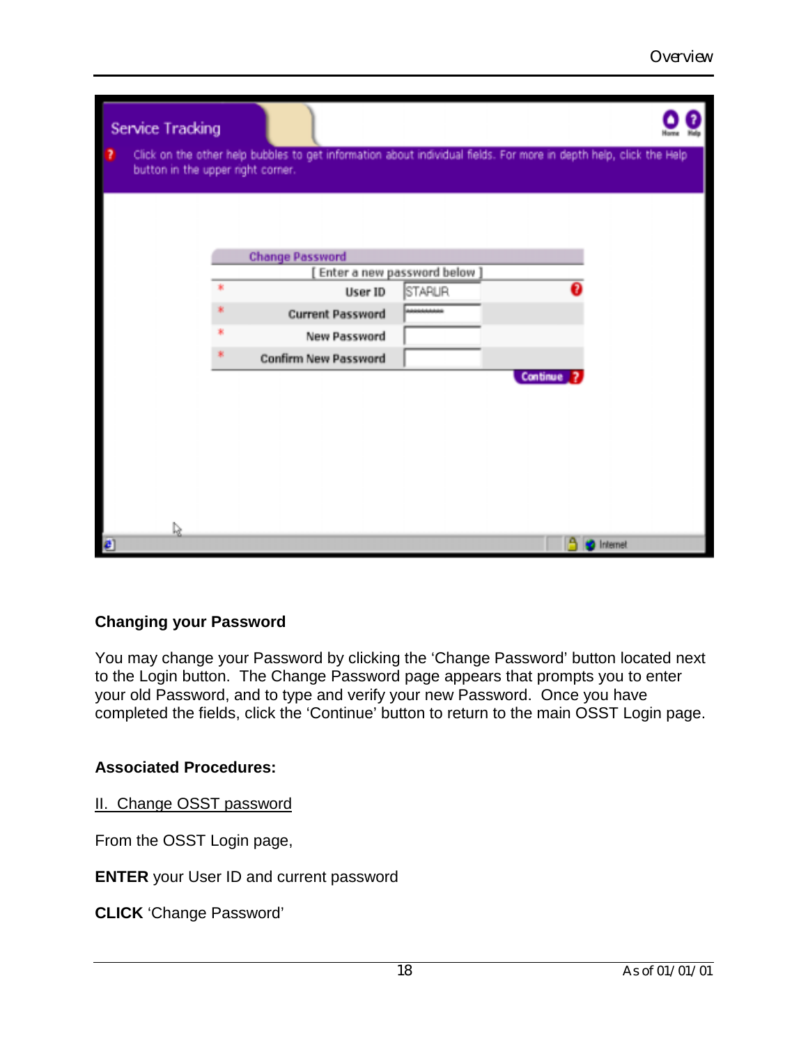## Changing your Password

You may change your Password by clicking the ‘Change Password’ button located next to the Login button. The Change Password page appears that prompts you to enter your old Password, and to type and verify your new Password. Once you have completed the fields, click the ‘Continue’ button to return to the main OSST Login page.

### Associated Procedures:

II. Change OSST password

From the OSST Login page,

**ENTER** your User ID and current password

**CLICK** ‘Change Password’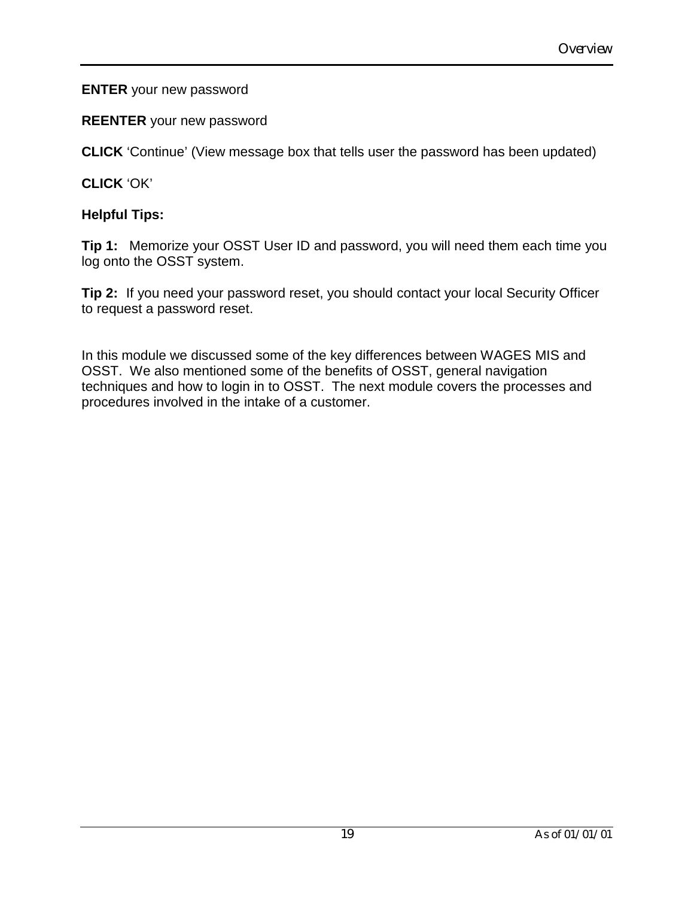**ENTER** your new password

**REENTER** your new password

**CLICK** 'Continue' (View message box that tells user the password has been updated)

**CLICK** 'OK'

**Helpful Tips:**

**Tip 1:** Memorize your OSST User ID and password, you will need them each time you log onto the OSST system.

**Tip 2:** If you need your password reset, you should contact your local Security Officer to request a password reset.

In this module we discussed some of the key differences between WAGES MIS and OSST. We also mentioned some of the benefits of OSST, general navigation techniques and how to login in to OSST. The next module covers the processes and procedures involved in the intake of a customer.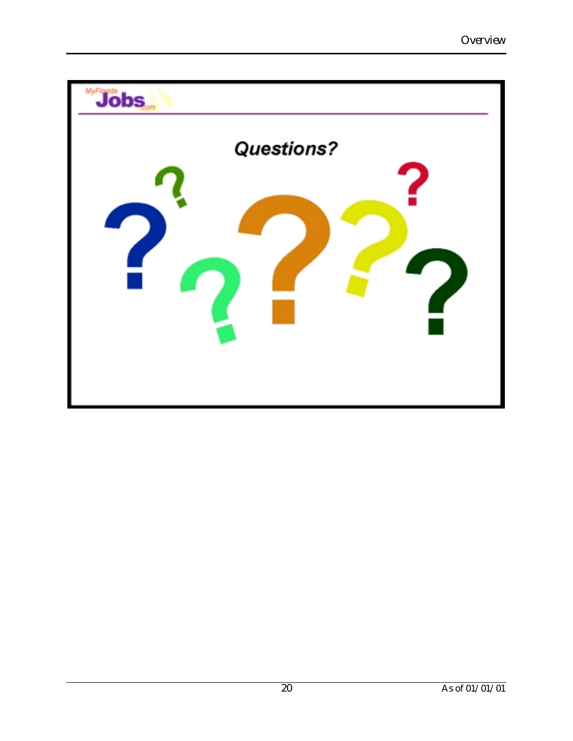MyFlorida Jobs .com

## Questions?